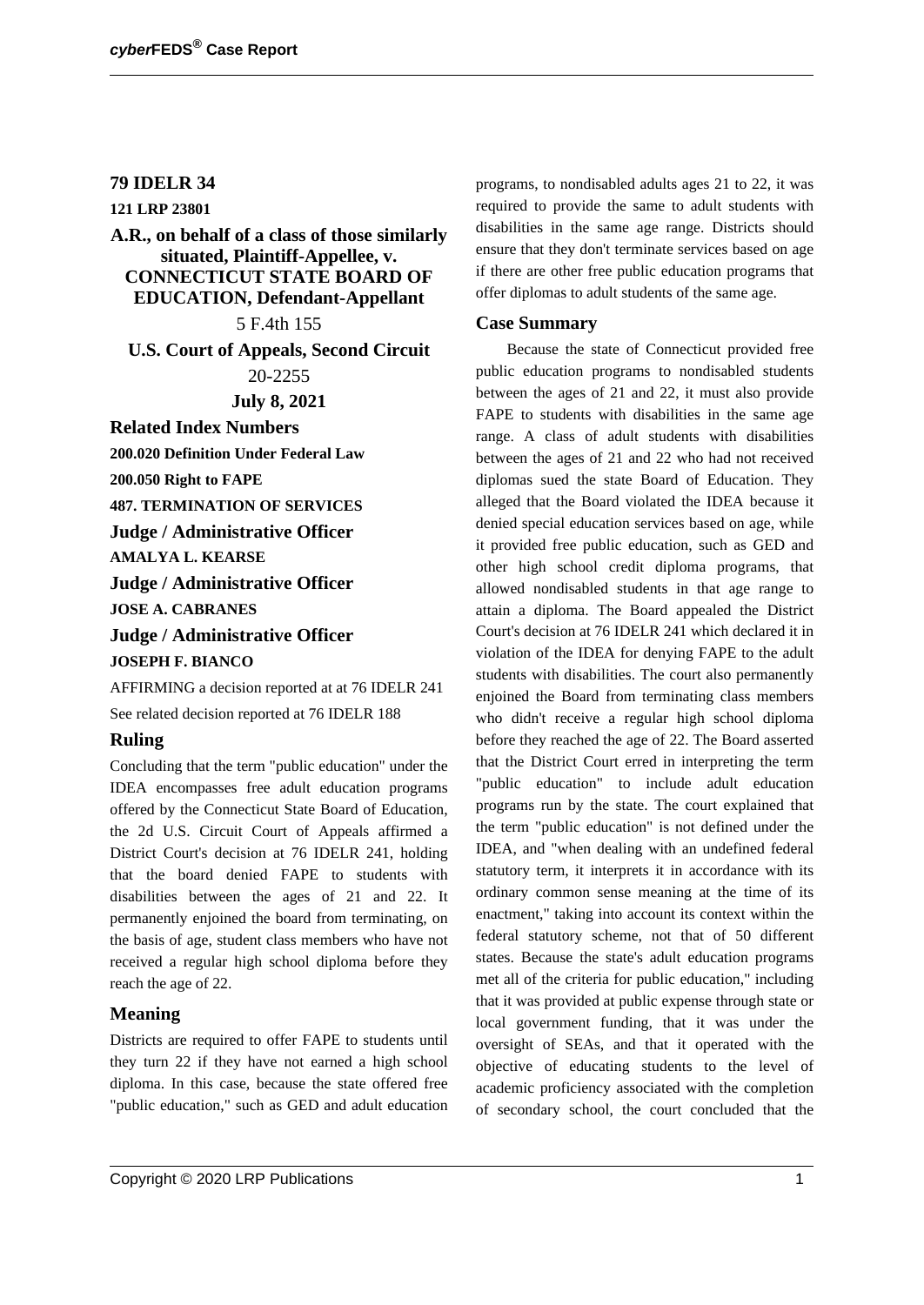**79 IDELR 34**

**121 LRP 23801**

**A.R., on behalf of a class of those similarly situated, Plaintiff-Appellee, v. CONNECTICUT STATE BOARD OF EDUCATION, Defendant-Appellant**

5 F.4th 155

**U.S. Court of Appeals, Second Circuit**

20-2255

**July 8, 2021**

## Related Index Numbers

**200.020 Definition Under Federal Law**

**200.050 Right to FAPE**

**487. TERMINATION OF SERVICES**

## Judge / Administrative Officer

**AMALYA L. KEARSE**

## Judge / Administrative Officer

**JOSE A. CABRANES**

## Judge / Administrative Officer

**JOSEPH F. BIANCO**

AFFIRMING a decision reported at at 76 IDELR 241

See related decision reported at 76 IDELR 188

## Ruling

Concluding that the term "public education" under the IDEA encompasses free adult education programs offered by the Connecticut State Board of Education, the 2d U.S. Circuit Court of Appeals affirmed a District Court's decision at 76 IDELR 241, holding that the board denied FAPE to students with disabilities between the ages of 21 and 22. It permanently enjoined the board from terminating, on the basis of age, student class members who have not received a regular high school diploma before they reach the age of 22.

## Meaning

Districts are required to offer FAPE to students until they turn 22 if they have not earned a high school diploma. In this case, because the state offered free "public education," such as GED and adult education programs, to nondisabled adults ages 21 to 22, it was required to provide the same to adult students with disabilities in the same age range. Districts should ensure that they don't terminate services based on age if there are other free public education programs that offer diplomas to adult students of the same age.

## Case Summary

Because the state of Connecticut provided free public education programs to nondisabled students between the ages of 21 and 22, it must also provide FAPE to students with disabilities in the same age range. A class of adult students with disabilities between the ages of 21 and 22 who had not received diplomas sued the state Board of Education. They alleged that the Board violated the IDEA because it denied special education services based on age, while it provided free public education, such as GED and other high school credit diploma programs, that allowed nondisabled students in that age range to attain a diploma. The Board appealed the District Court's decision at 76 IDELR 241 which declared it in violation of the IDEA for denying FAPE to the adult students with disabilities. The court also permanently enjoined the Board from terminating class members who didn't receive a regular high school diploma before they reached the age of 22. The Board asserted that the District Court erred in interpreting the term "public education" to include adult education programs run by the state. The court explained that the term "public education" is not defined under the IDEA, and "when dealing with an undefined federal statutory term, it interprets it in accordance with its ordinary common sense meaning at the time of its enactment," taking into account its context within the federal statutory scheme, not that of 50 different states. Because the state's adult education programs met all of the criteria for public education," including that it was provided at public expense through state or local government funding, that it was under the oversight of SEAs, and that it operated with the objective of educating students to the level of academic proficiency associated with the completion of secondary school, the court concluded that the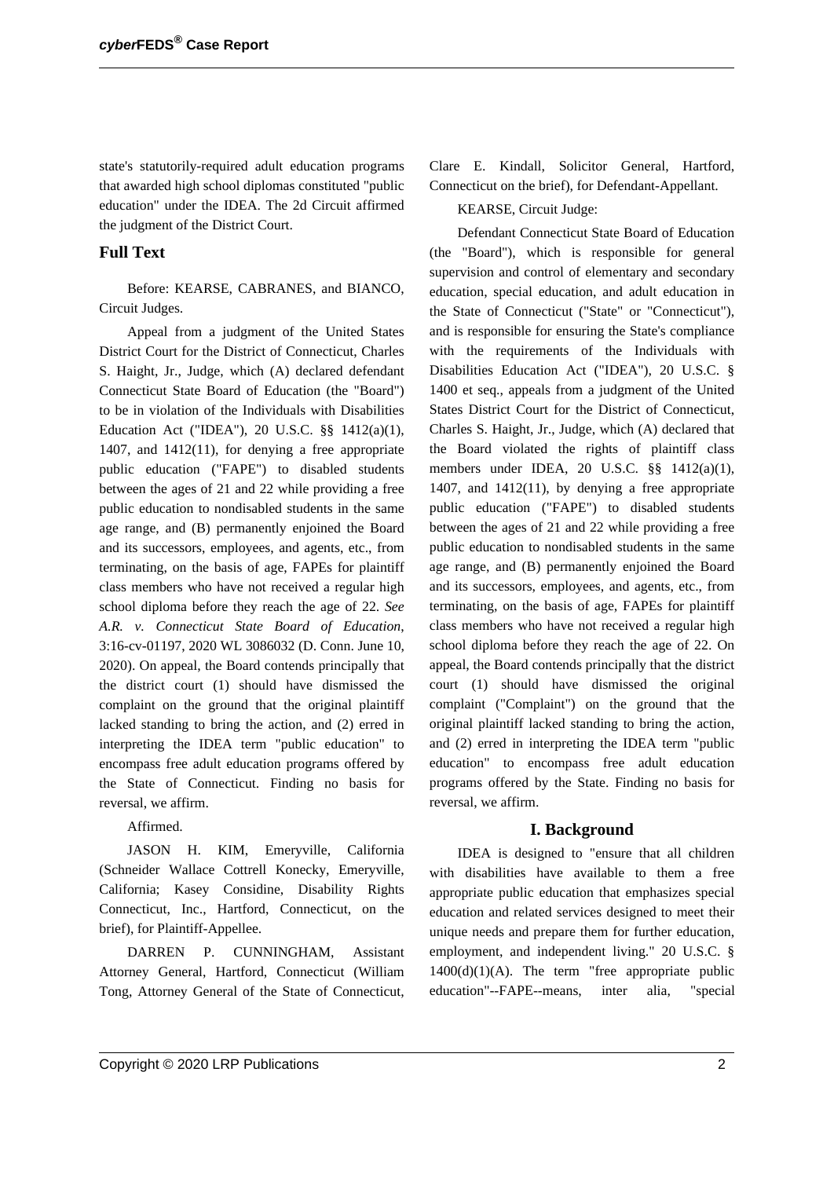state's statutorily-required adult education programs that awarded high school diplomas constituted "public education" under the IDEA. The 2d Circuit affirmed the judgment of the District Court.

## Full Text

Before: KEARSE, CABRANES, and BIANCO, Circuit Judges.

Appeal from a judgment of the United States District Court for the District of Connecticut, Charles S. Haight, Jr., Judge, which (A) declared defendant Connecticut State Board of Education (the "Board") to be in violation of the Individuals with Disabilities Education Act ("IDEA"), 20 U.S.C. §§ 1412(a)(1), 1407, and 1412(11), for denying a free appropriate public education ("FAPE") to disabled students between the ages of 21 and 22 while providing a free public education to nondisabled students in the same age range, and (B) permanently enjoined the Board and its successors, employees, and agents, etc., from terminating, on the basis of age, FAPEs for plaintiff class members who have not received a regular high school diploma before they reach the age of 22. *See A.R. v. Connecticut State Board of Education*, 3:16-cv-01197, 2020 WL 3086032 (D. Conn. June 10, 2020). On appeal, the Board contends principally that the district court (1) should have dismissed the complaint on the ground that the original plaintiff lacked standing to bring the action, and (2) erred in interpreting the IDEA term "public education" to encompass free adult education programs offered by the State of Connecticut. Finding no basis for reversal, we affirm.

Affirmed.

JASON H. KIM, Emeryville, California (Schneider Wallace Cottrell Konecky, Emeryville, California; Kasey Considine, Disability Rights Connecticut, Inc., Hartford, Connecticut, on the brief), for Plaintiff-Appellee.

DARREN P. CUNNINGHAM, Assistant Attorney General, Hartford, Connecticut (William Tong, Attorney General of the State of Connecticut, Clare E. Kindall, Solicitor General, Hartford, Connecticut on the brief), for Defendant-Appellant.

KEARSE, Circuit Judge:

Defendant Connecticut State Board of Education (the "Board"), which is responsible for general supervision and control of elementary and secondary education, special education, and adult education in the State of Connecticut ("State" or "Connecticut"), and is responsible for ensuring the State's compliance with the requirements of the Individuals with Disabilities Education Act ("IDEA"), 20 U.S.C. § 1400 et seq., appeals from a judgment of the United States District Court for the District of Connecticut, Charles S. Haight, Jr., Judge, which (A) declared that the Board violated the rights of plaintiff class members under IDEA, 20 U.S.C. §§ 1412(a)(1), 1407, and 1412(11), by denying a free appropriate public education ("FAPE") to disabled students between the ages of 21 and 22 while providing a free public education to nondisabled students in the same age range, and (B) permanently enjoined the Board and its successors, employees, and agents, etc., from terminating, on the basis of age, FAPEs for plaintiff class members who have not received a regular high school diploma before they reach the age of 22. On appeal, the Board contends principally that the district court (1) should have dismissed the original complaint ("Complaint") on the ground that the original plaintiff lacked standing to bring the action, and (2) erred in interpreting the IDEA term "public education" to encompass free adult education programs offered by the State. Finding no basis for reversal, we affirm.

### I. Background

IDEA is designed to "ensure that all children with disabilities have available to them a free appropriate public education that emphasizes special education and related services designed to meet their unique needs and prepare them for further education, employment, and independent living." 20 U.S.C. § 1400(d)(1)(A). The term "free appropriate public education"--FAPE--means, inter alia, "special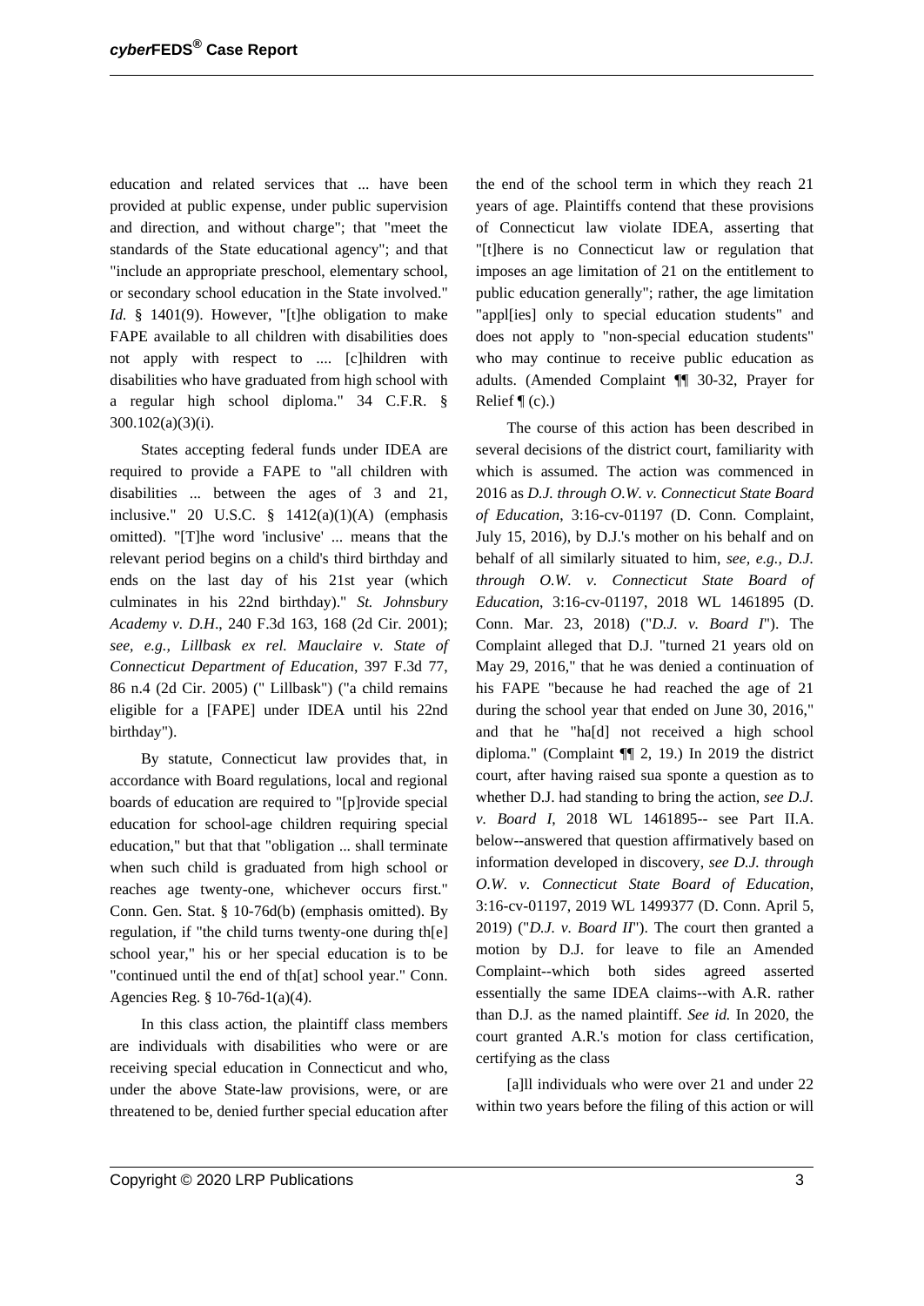education and related services that ... have been provided at public expense, under public supervision and direction, and without charge"; that "meet the standards of the State educational agency"; and that "include an appropriate preschool, elementary school, or secondary school education in the State involved." *Id.* § 1401(9). However, "[t]he obligation to make FAPE available to all children with disabilities does not apply with respect to .... [c]hildren with disabilities who have graduated from high school with a regular high school diploma." 34 C.F.R. § 300.102(a)(3)(i).

States accepting federal funds under IDEA are required to provide a FAPE to "all children with disabilities ... between the ages of 3 and 21, inclusive." 20 U.S.C. § 1412(a)(1)(A) (emphasis omitted). "[T]he word 'inclusive' ... means that the relevant period begins on a child's third birthday and ends on the last day of his 21st year (which culminates in his 22nd birthday)." *St. Johnsbury Academy v. D.H*., 240 F.3d 163, 168 (2d Cir. 2001); *see, e.g., Lillbask ex rel. Mauclaire v. State of Connecticut Department of Education*, 397 F.3d 77, 86 n.4 (2d Cir. 2005) (" Lillbask") ("a child remains eligible for a [FAPE] under IDEA until his 22nd birthday").

By statute, Connecticut law provides that, in accordance with Board regulations, local and regional boards of education are required to "[p]rovide special education for school-age children requiring special education," but that that "obligation ... shall terminate when such child is graduated from high school or reaches age twenty-one, whichever occurs first." Conn. Gen. Stat. § 10-76d(b) (emphasis omitted). By regulation, if "the child turns twenty-one during th[e] school year," his or her special education is to be "continued until the end of th[at] school year." Conn. Agencies Reg. § 10-76d-1(a)(4).

In this class action, the plaintiff class members are individuals with disabilities who were or are receiving special education in Connecticut and who, under the above State-law provisions, were, or are threatened to be, denied further special education after the end of the school term in which they reach 21 years of age. Plaintiffs contend that these provisions of Connecticut law violate IDEA, asserting that "[t]here is no Connecticut law or regulation that imposes an age limitation of 21 on the entitlement to public education generally"; rather, the age limitation "appl[ies] only to special education students" and does not apply to "non-special education students" who may continue to receive public education as adults. (Amended Complaint ¶¶ 30-32, Prayer for Relief ¶ (c).)

The course of this action has been described in several decisions of the district court, familiarity with which is assumed. The action was commenced in 2016 as *D.J. through O.W. v. Connecticut State Board of Education*, 3:16-cv-01197 (D. Conn. Complaint, July 15, 2016), by D.J.'s mother on his behalf and on behalf of all similarly situated to him, *see, e.g., D.J. through O.W. v. Connecticut State Board of Education*, 3:16-cv-01197, 2018 WL 1461895 (D. Conn. Mar. 23, 2018) ("*D.J. v. Board I*"). The Complaint alleged that D.J. "turned 21 years old on May 29, 2016," that he was denied a continuation of his FAPE "because he had reached the age of 21 during the school year that ended on June 30, 2016," and that he "ha[d] not received a high school diploma." (Complaint ¶¶ 2, 19.) In 2019 the district court, after having raised sua sponte a question as to whether D.J. had standing to bring the action, *see D.J. v. Board I*, 2018 WL 1461895-- see Part II.A. below--answered that question affirmatively based on information developed in discovery, *see D.J. through O.W. v. Connecticut State Board of Education*, 3:16-cv-01197, 2019 WL 1499377 (D. Conn. April 5, 2019) ("*D.J. v. Board II*"). The court then granted a motion by D.J. for leave to file an Amended Complaint--which both sides agreed asserted essentially the same IDEA claims--with A.R. rather than D.J. as the named plaintiff. *See id.* In 2020, the court granted A.R.'s motion for class certification, certifying as the class

[a]ll individuals who were over 21 and under 22 within two years before the filing of this action or will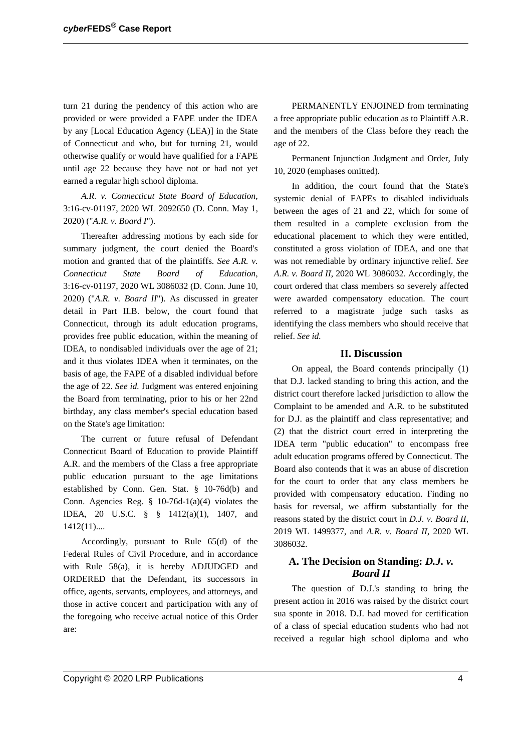turn 21 during the pendency of this action who are provided or were provided a FAPE under the IDEA by any [Local Education Agency (LEA)] in the State of Connecticut and who, but for turning 21, would otherwise qualify or would have qualified for a FAPE until age 22 because they have not or had not yet earned a regular high school diploma.

*A.R. v. Connecticut State Board of Education*, 3:16-cv-01197, 2020 WL 2092650 (D. Conn. May 1, 2020) ("*A.R. v. Board I*").

Thereafter addressing motions by each side for summary judgment, the court denied the Board's motion and granted that of the plaintiffs. *See A.R. v. Connecticut State Board of Education*, 3:16-cv-01197, 2020 WL 3086032 (D. Conn. June 10, 2020) ("*A.R. v. Board II*"). As discussed in greater detail in Part II.B. below, the court found that Connecticut, through its adult education programs, provides free public education, within the meaning of IDEA, to nondisabled individuals over the age of 21; and it thus violates IDEA when it terminates, on the basis of age, the FAPE of a disabled individual before the age of 22. *See id.* Judgment was entered enjoining the Board from terminating, prior to his or her 22nd birthday, any class member's special education based on the State's age limitation:

> The current or future refusal of Defendant Connecticut Board of Education to provide Plaintiff A.R. and the members of the Class a free appropriate public education pursuant to the age limitations established by Conn. Gen. Stat. § 10-76d(b) and Conn. Agencies Reg. § 10-76d-1(a)(4) violates the IDEA, 20 U.S.C. § § 1412(a)(1), 1407, and 1412(11)....
>
> Accordingly, pursuant to Rule 65(d) of the Federal Rules of Civil Procedure, and in accordance with Rule 58(a), it is hereby ADJUDGED and ORDERED that the Defendant, its successors in office, agents, servants, employees, and attorneys, and those in active concert and participation with any of the foregoing who receive actual notice of this Order are:
>
> PERMANENTLY ENJOINED from terminating a free appropriate public education as to Plaintiff A.R. and the members of the Class before they reach the age of 22.

Permanent Injunction Judgment and Order, July 10, 2020 (emphases omitted).

In addition, the court found that the State's systemic denial of FAPEs to disabled individuals between the ages of 21 and 22, which for some of them resulted in a complete exclusion from the educational placement to which they were entitled, constituted a gross violation of IDEA, and one that was not remediable by ordinary injunctive relief. *See A.R. v. Board II*, 2020 WL 3086032. Accordingly, the court ordered that class members so severely affected were awarded compensatory education. The court referred to a magistrate judge such tasks as identifying the class members who should receive that relief. *See id.*

## II. Discussion

On appeal, the Board contends principally (1) that D.J. lacked standing to bring this action, and the district court therefore lacked jurisdiction to allow the Complaint to be amended and A.R. to be substituted for D.J. as the plaintiff and class representative; and (2) that the district court erred in interpreting the IDEA term "public education" to encompass free adult education programs offered by Connecticut. The Board also contends that it was an abuse of discretion for the court to order that any class members be provided with compensatory education. Finding no basis for reversal, we affirm substantially for the reasons stated by the district court in *D.J. v. Board II*, 2019 WL 1499377, and *A.R. v. Board II*, 2020 WL 3086032.

### A. The Decision on Standing: *D.J. v. Board II*

The question of D.J.'s standing to bring the present action in 2016 was raised by the district court sua sponte in 2018. D.J. had moved for certification of a class of special education students who had not received a regular high school diploma and who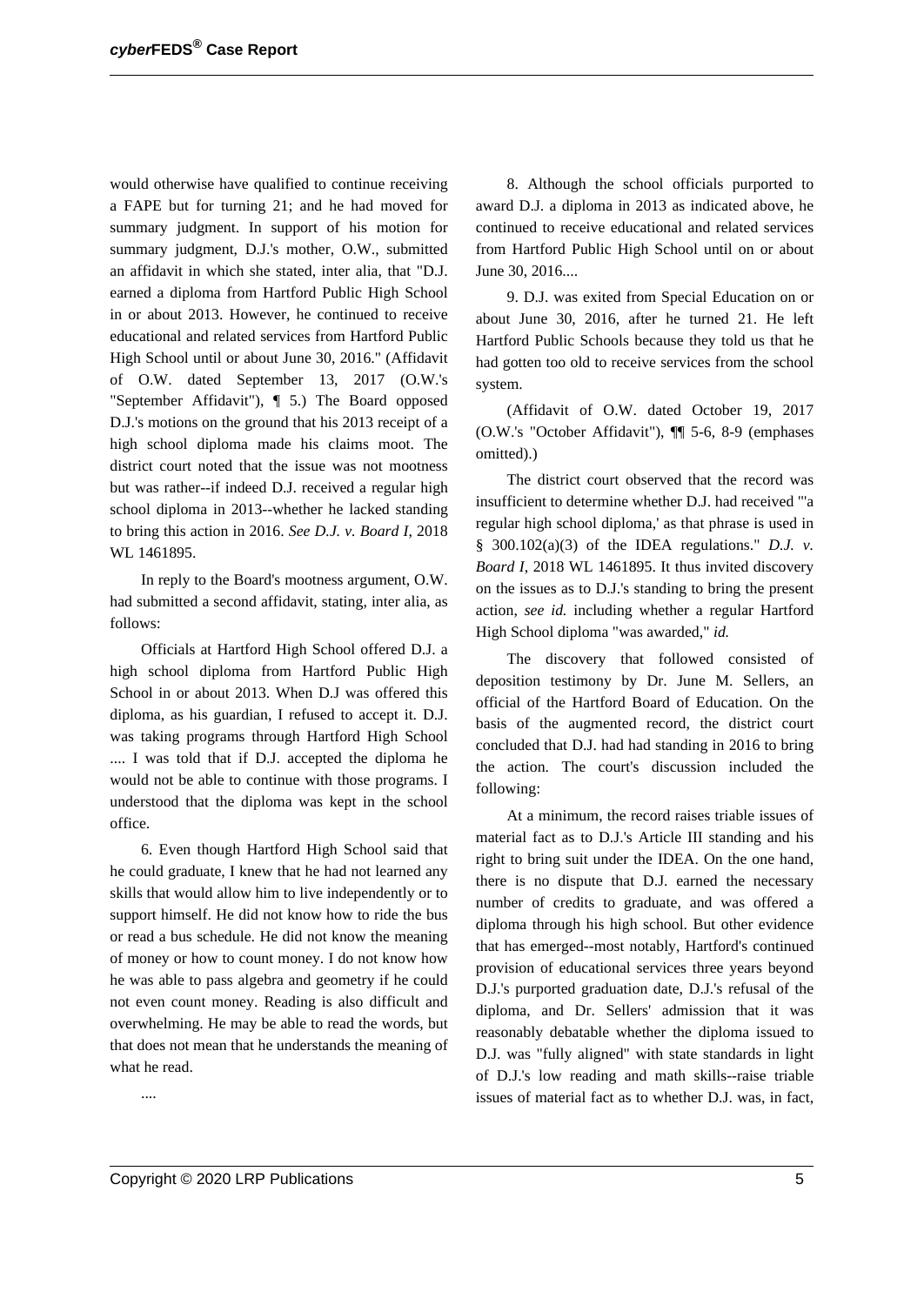would otherwise have qualified to continue receiving a FAPE but for turning 21; and he had moved for summary judgment. In support of his motion for summary judgment, D.J.'s mother, O.W., submitted an affidavit in which she stated, inter alia, that "D.J. earned a diploma from Hartford Public High School in or about 2013. However, he continued to receive educational and related services from Hartford Public High School until or about June 30, 2016." (Affidavit of O.W. dated September 13, 2017 (O.W.'s "September Affidavit"), ¶ 5.) The Board opposed D.J.'s motions on the ground that his 2013 receipt of a high school diploma made his claims moot. The district court noted that the issue was not mootness but was rather--if indeed D.J. received a regular high school diploma in 2013--whether he lacked standing to bring this action in 2016. *See D.J. v. Board I*, 2018 WL 1461895.

In reply to the Board's mootness argument, O.W. had submitted a second affidavit, stating, inter alia, as follows:

Officials at Hartford High School offered D.J. a high school diploma from Hartford Public High School in or about 2013. When D.J was offered this diploma, as his guardian, I refused to accept it. D.J. was taking programs through Hartford High School .... I was told that if D.J. accepted the diploma he would not be able to continue with those programs. I understood that the diploma was kept in the school office.

6. Even though Hartford High School said that he could graduate, I knew that he had not learned any skills that would allow him to live independently or to support himself. He did not know how to ride the bus or read a bus schedule. He did not know the meaning of money or how to count money. I do not know how he was able to pass algebra and geometry if he could not even count money. Reading is also difficult and overwhelming. He may be able to read the words, but that does not mean that he understands the meaning of what he read.

....

8. Although the school officials purported to award D.J. a diploma in 2013 as indicated above, he continued to receive educational and related services from Hartford Public High School until on or about June 30, 2016....

9. D.J. was exited from Special Education on or about June 30, 2016, after he turned 21. He left Hartford Public Schools because they told us that he had gotten too old to receive services from the school system.

(Affidavit of O.W. dated October 19, 2017 (O.W.'s "October Affidavit"), ¶¶ 5-6, 8-9 (emphases omitted).)

The district court observed that the record was insufficient to determine whether D.J. had received "'a regular high school diploma,' as that phrase is used in § 300.102(a)(3) of the IDEA regulations." *D.J. v. Board I*, 2018 WL 1461895. It thus invited discovery on the issues as to D.J.'s standing to bring the present action, *see id.* including whether a regular Hartford High School diploma "was awarded," *id.*

The discovery that followed consisted of deposition testimony by Dr. June M. Sellers, an official of the Hartford Board of Education. On the basis of the augmented record, the district court concluded that D.J. had had standing in 2016 to bring the action. The court's discussion included the following:

At a minimum, the record raises triable issues of material fact as to D.J.'s Article III standing and his right to bring suit under the IDEA. On the one hand, there is no dispute that D.J. earned the necessary number of credits to graduate, and was offered a diploma through his high school. But other evidence that has emerged--most notably, Hartford's continued provision of educational services three years beyond D.J.'s purported graduation date, D.J.'s refusal of the diploma, and Dr. Sellers' admission that it was reasonably debatable whether the diploma issued to D.J. was "fully aligned" with state standards in light of D.J.'s low reading and math skills--raise triable issues of material fact as to whether D.J. was, in fact,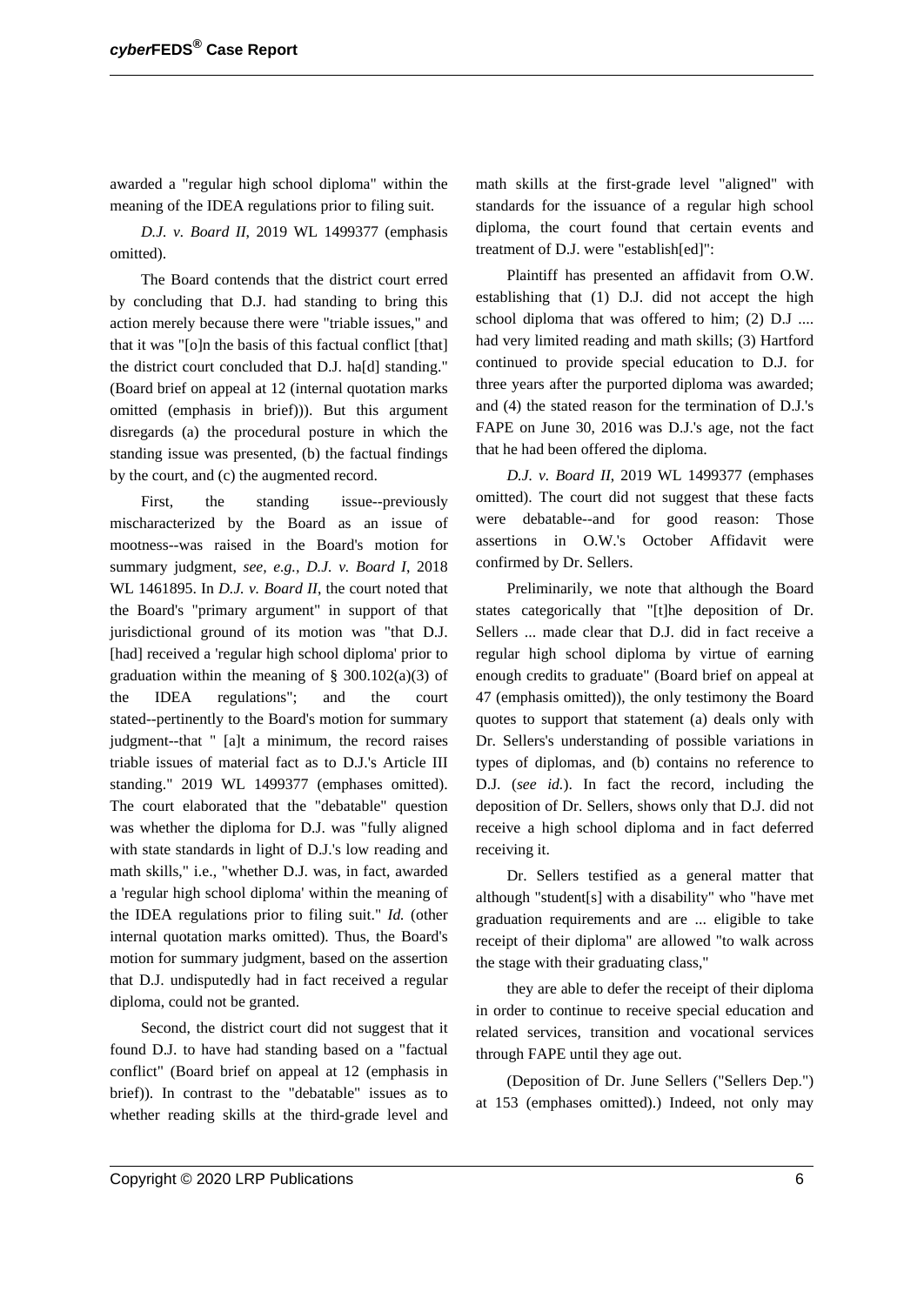awarded a "regular high school diploma" within the meaning of the IDEA regulations prior to filing suit.

*D.J. v. Board II*, 2019 WL 1499377 (emphasis omitted).

The Board contends that the district court erred by concluding that D.J. had standing to bring this action merely because there were "triable issues," and that it was "[o]n the basis of this factual conflict [that] the district court concluded that D.J. ha[d] standing." (Board brief on appeal at 12 (internal quotation marks omitted (emphasis in brief))). But this argument disregards (a) the procedural posture in which the standing issue was presented, (b) the factual findings by the court, and (c) the augmented record.

First, the standing issue--previously mischaracterized by the Board as an issue of mootness--was raised in the Board's motion for summary judgment, *see, e.g., D.J. v. Board I*, 2018 WL 1461895. In *D.J. v. Board II*, the court noted that the Board's "primary argument" in support of that jurisdictional ground of its motion was "that D.J. [had] received a 'regular high school diploma' prior to graduation within the meaning of § 300.102(a)(3) of the IDEA regulations"; and the court stated--pertinently to the Board's motion for summary judgment--that " [a]t a minimum, the record raises triable issues of material fact as to D.J.'s Article III standing." 2019 WL 1499377 (emphases omitted). The court elaborated that the "debatable" question was whether the diploma for D.J. was "fully aligned with state standards in light of D.J.'s low reading and math skills," i.e., "whether D.J. was, in fact, awarded a 'regular high school diploma' within the meaning of the IDEA regulations prior to filing suit." *Id.* (other internal quotation marks omitted). Thus, the Board's motion for summary judgment, based on the assertion that D.J. undisputedly had in fact received a regular diploma, could not be granted.

Second, the district court did not suggest that it found D.J. to have had standing based on a "factual conflict" (Board brief on appeal at 12 (emphasis in brief)). In contrast to the "debatable" issues as to whether reading skills at the third-grade level and math skills at the first-grade level "aligned" with standards for the issuance of a regular high school diploma, the court found that certain events and treatment of D.J. were "establish[ed]":

Plaintiff has presented an affidavit from O.W. establishing that (1) D.J. did not accept the high school diploma that was offered to him; (2) D.J .... had very limited reading and math skills; (3) Hartford continued to provide special education to D.J. for three years after the purported diploma was awarded; and (4) the stated reason for the termination of D.J.'s FAPE on June 30, 2016 was D.J.'s age, not the fact that he had been offered the diploma.

*D.J. v. Board II*, 2019 WL 1499377 (emphases omitted). The court did not suggest that these facts were debatable--and for good reason: Those assertions in O.W.'s October Affidavit were confirmed by Dr. Sellers.

Preliminarily, we note that although the Board states categorically that "[t]he deposition of Dr. Sellers ... made clear that D.J. did in fact receive a regular high school diploma by virtue of earning enough credits to graduate" (Board brief on appeal at 47 (emphasis omitted)), the only testimony the Board quotes to support that statement (a) deals only with Dr. Sellers's understanding of possible variations in types of diplomas, and (b) contains no reference to D.J. (*see id.*). In fact the record, including the deposition of Dr. Sellers, shows only that D.J. did not receive a high school diploma and in fact deferred receiving it.

Dr. Sellers testified as a general matter that although "student[s] with a disability" who "have met graduation requirements and are ... eligible to take receipt of their diploma" are allowed "to walk across the stage with their graduating class,"

they are able to defer the receipt of their diploma in order to continue to receive special education and related services, transition and vocational services through FAPE until they age out.

(Deposition of Dr. June Sellers ("Sellers Dep.") at 153 (emphases omitted).) Indeed, not only may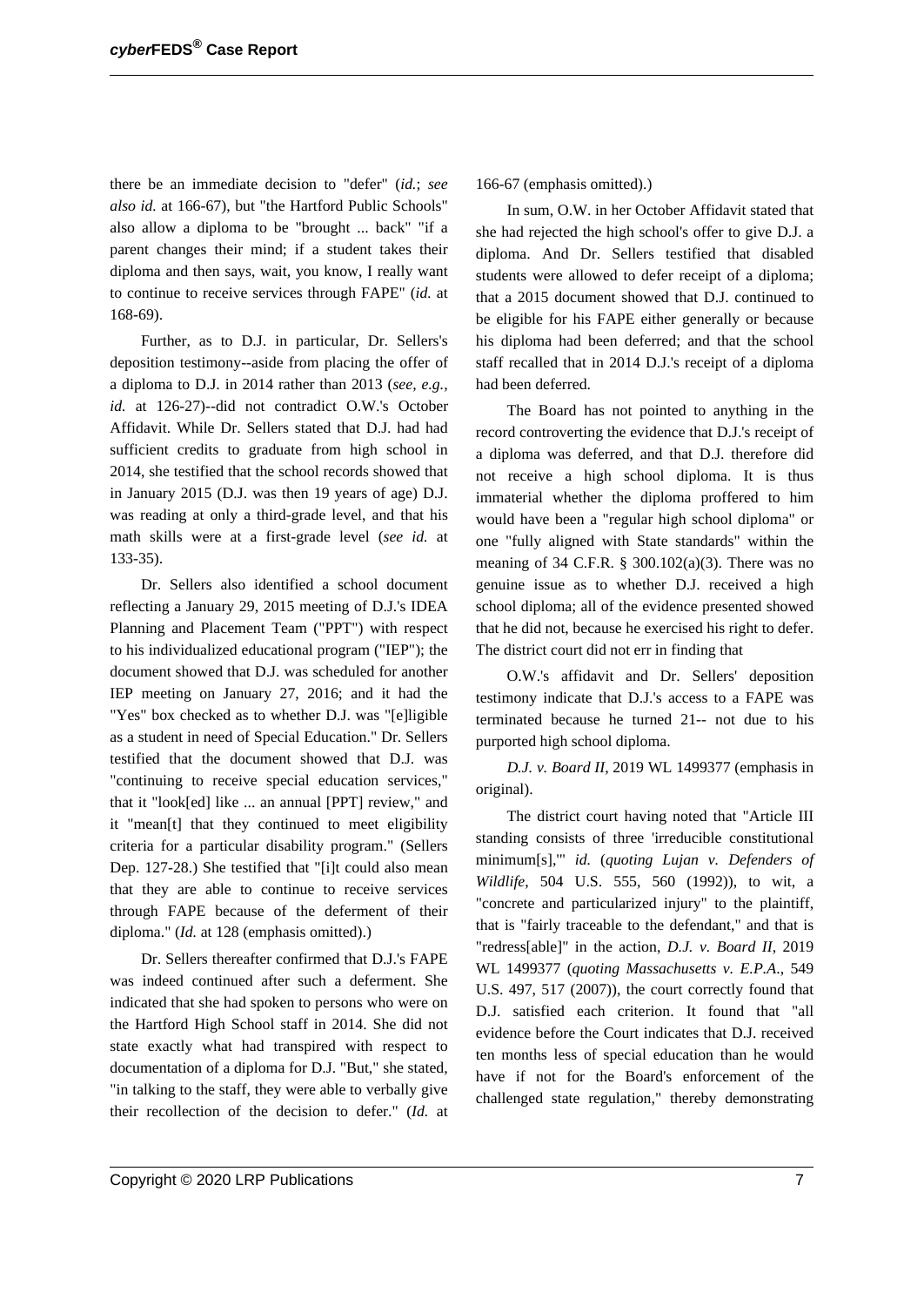there be an immediate decision to "defer" (*id.*; *see also id.* at 166-67), but "the Hartford Public Schools" also allow a diploma to be "brought ... back" "if a parent changes their mind; if a student takes their diploma and then says, wait, you know, I really want to continue to receive services through FAPE" (*id.* at 168-69).

Further, as to D.J. in particular, Dr. Sellers's deposition testimony--aside from placing the offer of a diploma to D.J. in 2014 rather than 2013 (*see, e.g., id.* at 126-27)--did not contradict O.W.'s October Affidavit. While Dr. Sellers stated that D.J. had had sufficient credits to graduate from high school in 2014, she testified that the school records showed that in January 2015 (D.J. was then 19 years of age) D.J. was reading at only a third-grade level, and that his math skills were at a first-grade level (*see id.* at 133-35).

Dr. Sellers also identified a school document reflecting a January 29, 2015 meeting of D.J.'s IDEA Planning and Placement Team ("PPT") with respect to his individualized educational program ("IEP"); the document showed that D.J. was scheduled for another IEP meeting on January 27, 2016; and it had the "Yes" box checked as to whether D.J. was "[e]ligible as a student in need of Special Education." Dr. Sellers testified that the document showed that D.J. was "continuing to receive special education services," that it "look[ed] like ... an annual [PPT] review," and it "mean[t] that they continued to meet eligibility criteria for a particular disability program." (Sellers Dep. 127-28.) She testified that "[i]t could also mean that they are able to continue to receive services through FAPE because of the deferment of their diploma." (*Id.* at 128 (emphasis omitted).)

Dr. Sellers thereafter confirmed that D.J.'s FAPE was indeed continued after such a deferment. She indicated that she had spoken to persons who were on the Hartford High School staff in 2014. She did not state exactly what had transpired with respect to documentation of a diploma for D.J. "But," she stated, "in talking to the staff, they were able to verbally give their recollection of the decision to defer." (*Id.* at 166-67 (emphasis omitted).)

In sum, O.W. in her October Affidavit stated that she had rejected the high school's offer to give D.J. a diploma. And Dr. Sellers testified that disabled students were allowed to defer receipt of a diploma; that a 2015 document showed that D.J. continued to be eligible for his FAPE either generally or because his diploma had been deferred; and that the school staff recalled that in 2014 D.J.'s receipt of a diploma had been deferred.

The Board has not pointed to anything in the record controverting the evidence that D.J.'s receipt of a diploma was deferred, and that D.J. therefore did not receive a high school diploma. It is thus immaterial whether the diploma proffered to him would have been a "regular high school diploma" or one "fully aligned with State standards" within the meaning of 34 C.F.R. § 300.102(a)(3). There was no genuine issue as to whether D.J. received a high school diploma; all of the evidence presented showed that he did not, because he exercised his right to defer. The district court did not err in finding that

O.W.'s affidavit and Dr. Sellers' deposition testimony indicate that D.J.'s access to a FAPE was terminated because he turned 21-- not due to his purported high school diploma.

*D.J. v. Board II*, 2019 WL 1499377 (emphasis in original).

The district court having noted that "Article III standing consists of three 'irreducible constitutional minimum[s],'" *id.* (*quoting Lujan v. Defenders of Wildlife*, 504 U.S. 555, 560 (1992)), to wit, a "concrete and particularized injury" to the plaintiff, that is "fairly traceable to the defendant," and that is "redress[able]" in the action, *D.J. v. Board II*, 2019 WL 1499377 (*quoting Massachusetts v. E.P.A.*, 549 U.S. 497, 517 (2007)), the court correctly found that D.J. satisfied each criterion. It found that "all evidence before the Court indicates that D.J. received ten months less of special education than he would have if not for the Board's enforcement of the challenged state regulation," thereby demonstrating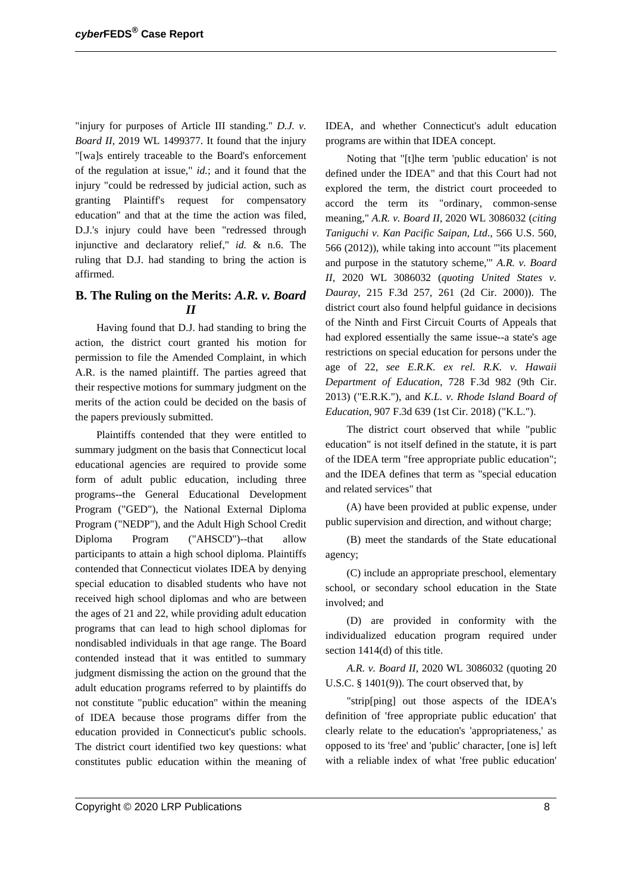"injury for purposes of Article III standing." *D.J. v. Board II*, 2019 WL 1499377. It found that the injury "[wa]s entirely traceable to the Board's enforcement of the regulation at issue," *id.*; and it found that the injury "could be redressed by judicial action, such as granting Plaintiff's request for compensatory education" and that at the time the action was filed, D.J.'s injury could have been "redressed through injunctive and declaratory relief," *id.* & n.6. The ruling that D.J. had standing to bring the action is affirmed.

### B. The Ruling on the Merits: *A.R. v. Board II*

Having found that D.J. had standing to bring the action, the district court granted his motion for permission to file the Amended Complaint, in which A.R. is the named plaintiff. The parties agreed that their respective motions for summary judgment on the merits of the action could be decided on the basis of the papers previously submitted.

Plaintiffs contended that they were entitled to summary judgment on the basis that Connecticut local educational agencies are required to provide some form of adult public education, including three programs--the General Educational Development Program ("GED"), the National External Diploma Program ("NEDP"), and the Adult High School Credit Diploma Program ("AHSCD")--that allow participants to attain a high school diploma. Plaintiffs contended that Connecticut violates IDEA by denying special education to disabled students who have not received high school diplomas and who are between the ages of 21 and 22, while providing adult education programs that can lead to high school diplomas for nondisabled individuals in that age range. The Board contended instead that it was entitled to summary judgment dismissing the action on the ground that the adult education programs referred to by plaintiffs do not constitute "public education" within the meaning of IDEA because those programs differ from the education provided in Connecticut's public schools. The district court identified two key questions: what constitutes public education within the meaning of IDEA, and whether Connecticut's adult education programs are within that IDEA concept.

Noting that "[t]he term 'public education' is not defined under the IDEA" and that this Court had not explored the term, the district court proceeded to accord the term its "ordinary, common-sense meaning," *A.R. v. Board II*, 2020 WL 3086032 (*citing Taniguchi v. Kan Pacific Saipan, Ltd*., 566 U.S. 560, 566 (2012)), while taking into account "'its placement and purpose in the statutory scheme,'" *A.R. v. Board II*, 2020 WL 3086032 (*quoting United States v. Dauray*, 215 F.3d 257, 261 (2d Cir. 2000)). The district court also found helpful guidance in decisions of the Ninth and First Circuit Courts of Appeals that had explored essentially the same issue--a state's age restrictions on special education for persons under the age of 22, *see E.R.K. ex rel. R.K. v. Hawaii Department of Education*, 728 F.3d 982 (9th Cir. 2013) ("E.R.K."), and *K.L. v. Rhode Island Board of Education*, 907 F.3d 639 (1st Cir. 2018) ("K.L.").

The district court observed that while "public education" is not itself defined in the statute, it is part of the IDEA term "free appropriate public education"; and the IDEA defines that term as "special education and related services" that

(A) have been provided at public expense, under public supervision and direction, and without charge;

(B) meet the standards of the State educational agency;

(C) include an appropriate preschool, elementary school, or secondary school education in the State involved; and

(D) are provided in conformity with the individualized education program required under section 1414(d) of this title.

*A.R. v. Board II*, 2020 WL 3086032 (quoting 20 U.S.C. § 1401(9)). The court observed that, by

"strip[ping] out those aspects of the IDEA's definition of 'free appropriate public education' that clearly relate to the education's 'appropriateness,' as opposed to its 'free' and 'public' character, [one is] left with a reliable index of what 'free public education'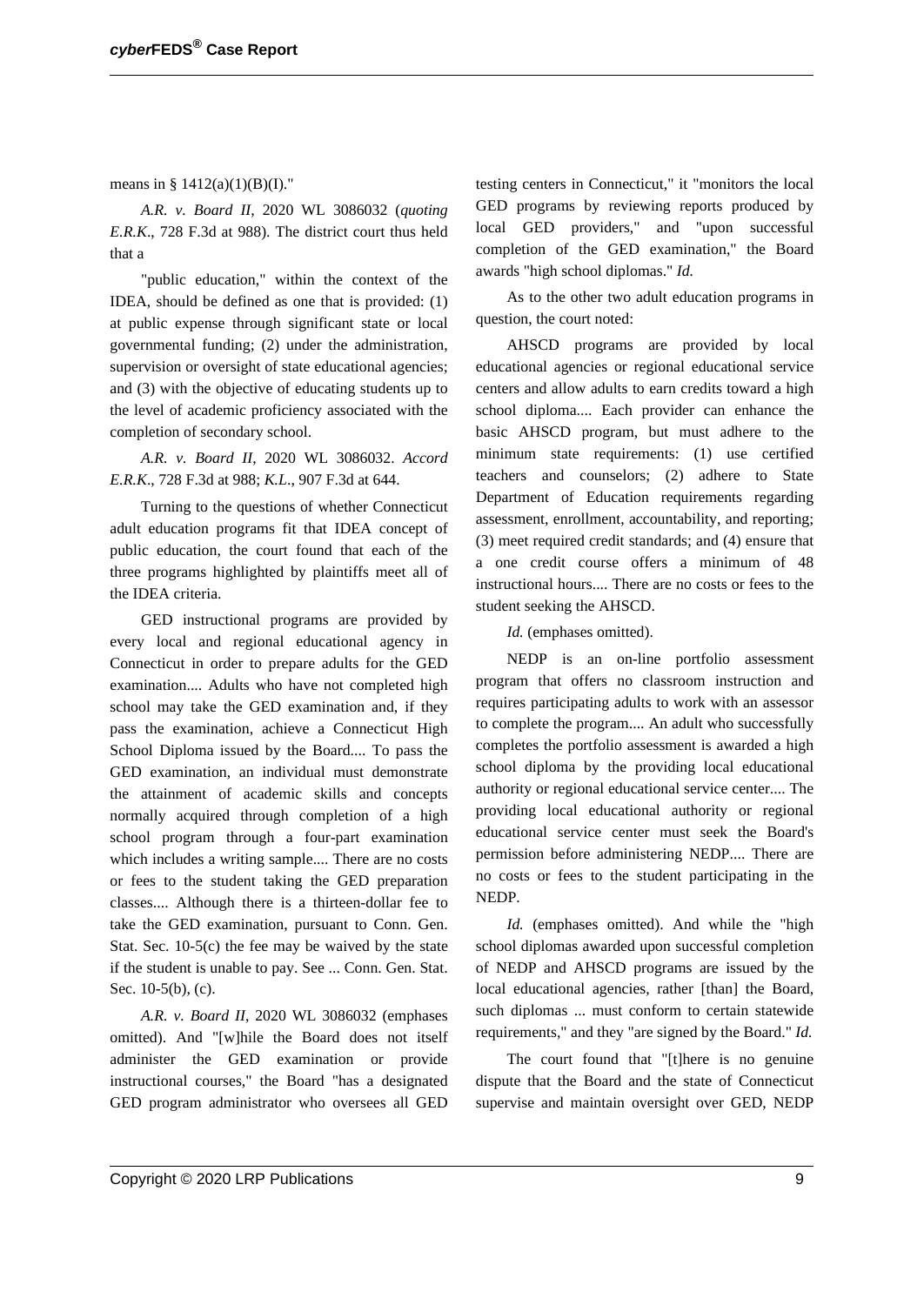means in § 1412(a)(1)(B)(I)."

*A.R. v. Board II*, 2020 WL 3086032 (*quoting E.R.K.*, 728 F.3d at 988). The district court thus held that a

"public education," within the context of the IDEA, should be defined as one that is provided: (1) at public expense through significant state or local governmental funding; (2) under the administration, supervision or oversight of state educational agencies; and (3) with the objective of educating students up to the level of academic proficiency associated with the completion of secondary school.

*A.R. v. Board II*, 2020 WL 3086032. *Accord E.R.K.*, 728 F.3d at 988; *K.L.*, 907 F.3d at 644.

Turning to the questions of whether Connecticut adult education programs fit that IDEA concept of public education, the court found that each of the three programs highlighted by plaintiffs meet all of the IDEA criteria.

GED instructional programs are provided by every local and regional educational agency in Connecticut in order to prepare adults for the GED examination.... Adults who have not completed high school may take the GED examination and, if they pass the examination, achieve a Connecticut High School Diploma issued by the Board.... To pass the GED examination, an individual must demonstrate the attainment of academic skills and concepts normally acquired through completion of a high school program through a four-part examination which includes a writing sample.... There are no costs or fees to the student taking the GED preparation classes.... Although there is a thirteen-dollar fee to take the GED examination, pursuant to Conn. Gen. Stat. Sec. 10-5(c) the fee may be waived by the state if the student is unable to pay. See ... Conn. Gen. Stat. Sec. 10-5(b), (c).

*A.R. v. Board II*, 2020 WL 3086032 (emphases omitted). And "[w]hile the Board does not itself administer the GED examination or provide instructional courses," the Board "has a designated GED program administrator who oversees all GED testing centers in Connecticut," it "monitors the local GED programs by reviewing reports produced by local GED providers," and "upon successful completion of the GED examination," the Board awards "high school diplomas." *Id.*

As to the other two adult education programs in question, the court noted:

AHSCD programs are provided by local educational agencies or regional educational service centers and allow adults to earn credits toward a high school diploma.... Each provider can enhance the basic AHSCD program, but must adhere to the minimum state requirements: (1) use certified teachers and counselors; (2) adhere to State Department of Education requirements regarding assessment, enrollment, accountability, and reporting; (3) meet required credit standards; and (4) ensure that a one credit course offers a minimum of 48 instructional hours.... There are no costs or fees to the student seeking the AHSCD.

*Id.* (emphases omitted).

NEDP is an on-line portfolio assessment program that offers no classroom instruction and requires participating adults to work with an assessor to complete the program.... An adult who successfully completes the portfolio assessment is awarded a high school diploma by the providing local educational authority or regional educational service center.... The providing local educational authority or regional educational service center must seek the Board's permission before administering NEDP.... There are no costs or fees to the student participating in the NEDP.

*Id.* (emphases omitted). And while the "high school diplomas awarded upon successful completion of NEDP and AHSCD programs are issued by the local educational agencies, rather [than] the Board, such diplomas ... must conform to certain statewide requirements," and they "are signed by the Board." *Id.*

The court found that "[t]here is no genuine dispute that the Board and the state of Connecticut supervise and maintain oversight over GED, NEDP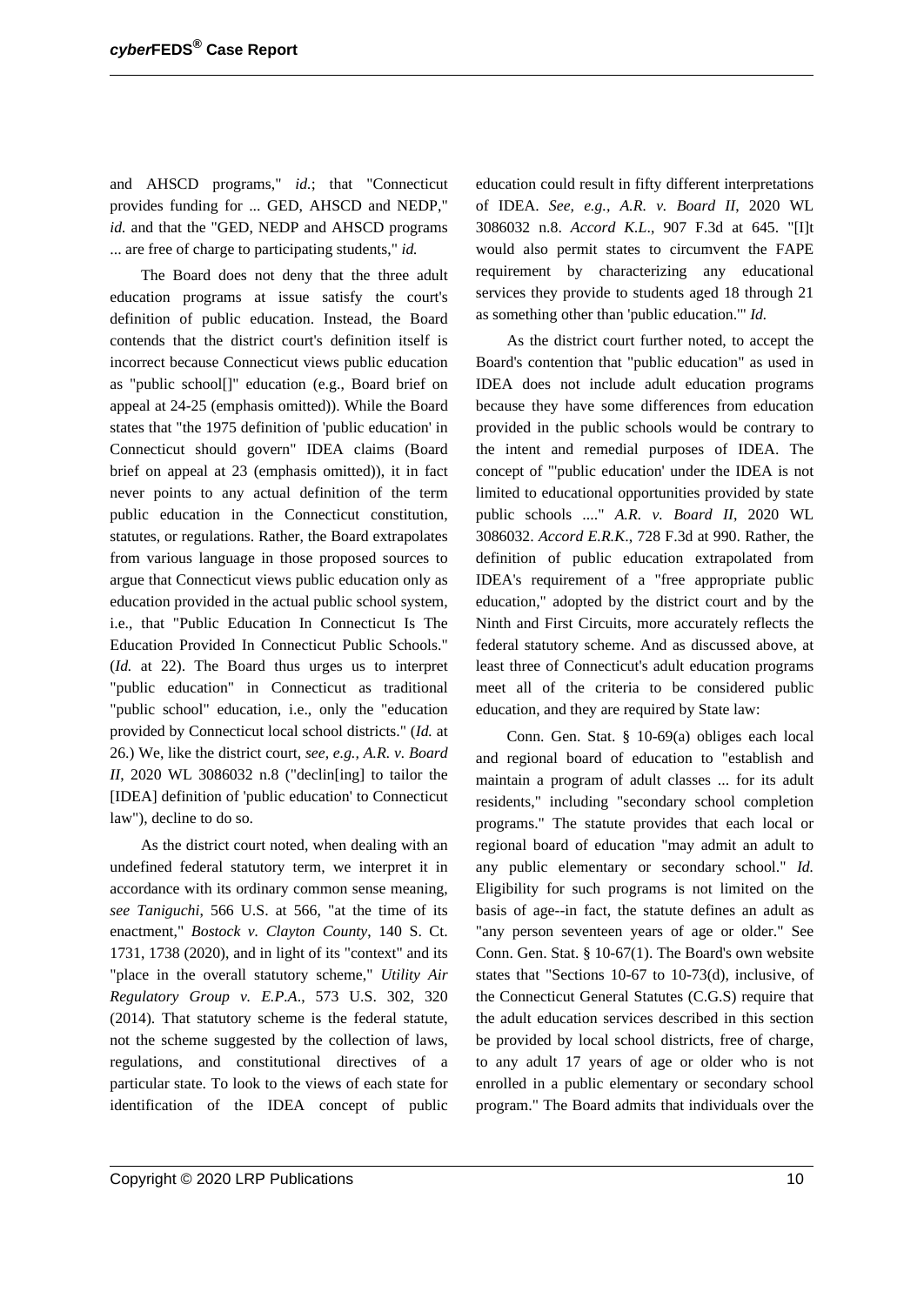and AHSCD programs," *id.*; that "Connecticut provides funding for ... GED, AHSCD and NEDP," *id.* and that the "GED, NEDP and AHSCD programs ... are free of charge to participating students," *id.*

The Board does not deny that the three adult education programs at issue satisfy the court's definition of public education. Instead, the Board contends that the district court's definition itself is incorrect because Connecticut views public education as "public school[]" education (e.g., Board brief on appeal at 24-25 (emphasis omitted)). While the Board states that "the 1975 definition of 'public education' in Connecticut should govern" IDEA claims (Board brief on appeal at 23 (emphasis omitted)), it in fact never points to any actual definition of the term public education in the Connecticut constitution, statutes, or regulations. Rather, the Board extrapolates from various language in those proposed sources to argue that Connecticut views public education only as education provided in the actual public school system, i.e., that "Public Education In Connecticut Is The Education Provided In Connecticut Public Schools." (*Id.* at 22). The Board thus urges us to interpret "public education" in Connecticut as traditional "public school" education, i.e., only the "education provided by Connecticut local school districts." (*Id.* at 26.) We, like the district court, *see, e.g., A.R. v. Board II*, 2020 WL 3086032 n.8 ("declin[ing] to tailor the [IDEA] definition of 'public education' to Connecticut law"), decline to do so.

As the district court noted, when dealing with an undefined federal statutory term, we interpret it in accordance with its ordinary common sense meaning, *see Taniguchi*, 566 U.S. at 566, "at the time of its enactment," *Bostock v. Clayton County*, 140 S. Ct. 1731, 1738 (2020), and in light of its "context" and its "place in the overall statutory scheme," *Utility Air Regulatory Group v. E.P.A.*, 573 U.S. 302, 320 (2014). That statutory scheme is the federal statute, not the scheme suggested by the collection of laws, regulations, and constitutional directives of a particular state. To look to the views of each state for identification of the IDEA concept of public education could result in fifty different interpretations of IDEA. *See, e.g., A.R. v. Board II*, 2020 WL 3086032 n.8. *Accord K.L.*, 907 F.3d at 645. "[I]t would also permit states to circumvent the FAPE requirement by characterizing any educational services they provide to students aged 18 through 21 as something other than 'public education.'" *Id.*

As the district court further noted, to accept the Board's contention that "public education" as used in IDEA does not include adult education programs because they have some differences from education provided in the public schools would be contrary to the intent and remedial purposes of IDEA. The concept of "'public education' under the IDEA is not limited to educational opportunities provided by state public schools ...." *A.R. v. Board II*, 2020 WL 3086032. *Accord E.R.K.*, 728 F.3d at 990. Rather, the definition of public education extrapolated from IDEA's requirement of a "free appropriate public education," adopted by the district court and by the Ninth and First Circuits, more accurately reflects the federal statutory scheme. And as discussed above, at least three of Connecticut's adult education programs meet all of the criteria to be considered public education, and they are required by State law:

Conn. Gen. Stat. § 10-69(a) obliges each local and regional board of education to "establish and maintain a program of adult classes ... for its adult residents," including "secondary school completion programs." The statute provides that each local or regional board of education "may admit an adult to any public elementary or secondary school." *Id.* Eligibility for such programs is not limited on the basis of age--in fact, the statute defines an adult as "any person seventeen years of age or older." See Conn. Gen. Stat. § 10-67(1). The Board's own website states that "Sections 10-67 to 10-73(d), inclusive, of the Connecticut General Statutes (C.G.S) require that the adult education services described in this section be provided by local school districts, free of charge, to any adult 17 years of age or older who is not enrolled in a public elementary or secondary school program." The Board admits that individuals over the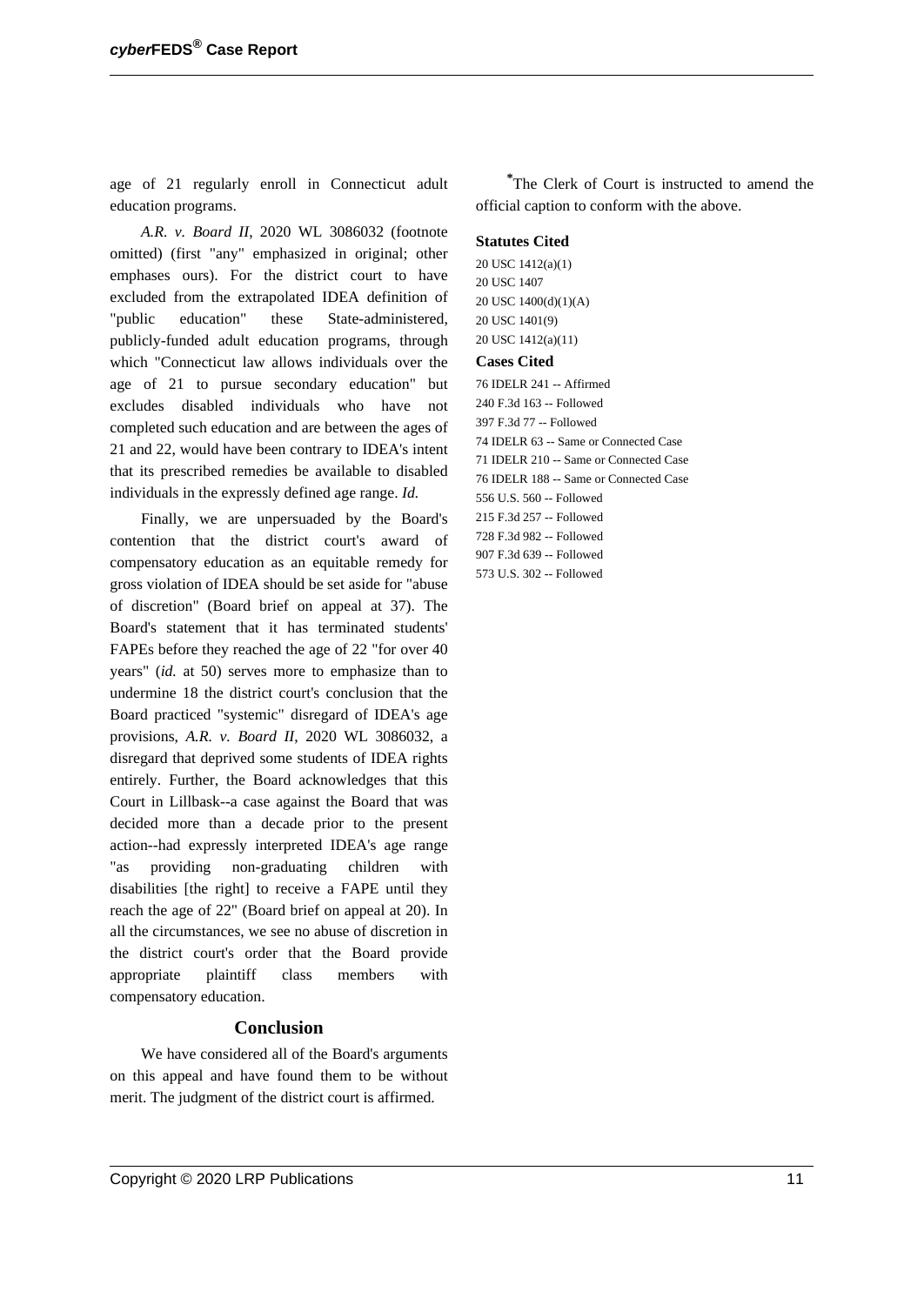age of 21 regularly enroll in Connecticut adult education programs.

*A.R. v. Board II*, 2020 WL 3086032 (footnote omitted) (first "any" emphasized in original; other emphases ours). For the district court to have excluded from the extrapolated IDEA definition of "public education" these State-administered, publicly-funded adult education programs, through which "Connecticut law allows individuals over the age of 21 to pursue secondary education" but excludes disabled individuals who have not completed such education and are between the ages of 21 and 22, would have been contrary to IDEA's intent that its prescribed remedies be available to disabled individuals in the expressly defined age range. *Id.*

Finally, we are unpersuaded by the Board's contention that the district court's award of compensatory education as an equitable remedy for gross violation of IDEA should be set aside for "abuse of discretion" (Board brief on appeal at 37). The Board's statement that it has terminated students' FAPEs before they reached the age of 22 "for over 40 years" (*id.* at 50) serves more to emphasize than to undermine 18 the district court's conclusion that the Board practiced "systemic" disregard of IDEA's age provisions, *A.R. v. Board II*, 2020 WL 3086032, a disregard that deprived some students of IDEA rights entirely. Further, the Board acknowledges that this Court in Lillbask--a case against the Board that was decided more than a decade prior to the present action--had expressly interpreted IDEA's age range "as providing non-graduating children with disabilities [the right] to receive a FAPE until they reach the age of 22" (Board brief on appeal at 20). In all the circumstances, we see no abuse of discretion in the district court's order that the Board provide appropriate plaintiff class members with compensatory education.

## Conclusion

We have considered all of the Board's arguments on this appeal and have found them to be without merit. The judgment of the district court is affirmed.

*The Clerk of Court is instructed to amend the official caption to conform with the above.

### Statutes Cited

20 USC 1412(a)(1)
20 USC 1407
20 USC 1400(d)(1)(A)
20 USC 1401(9)
20 USC 1412(a)(11)

### Cases Cited

76 IDELR 241 -- Affirmed
240 F.3d 163 -- Followed
397 F.3d 77 -- Followed
74 IDELR 63 -- Same or Connected Case
71 IDELR 210 -- Same or Connected Case
76 IDELR 188 -- Same or Connected Case
556 U.S. 560 -- Followed
215 F.3d 257 -- Followed
728 F.3d 982 -- Followed
907 F.3d 639 -- Followed
573 U.S. 302 -- Followed